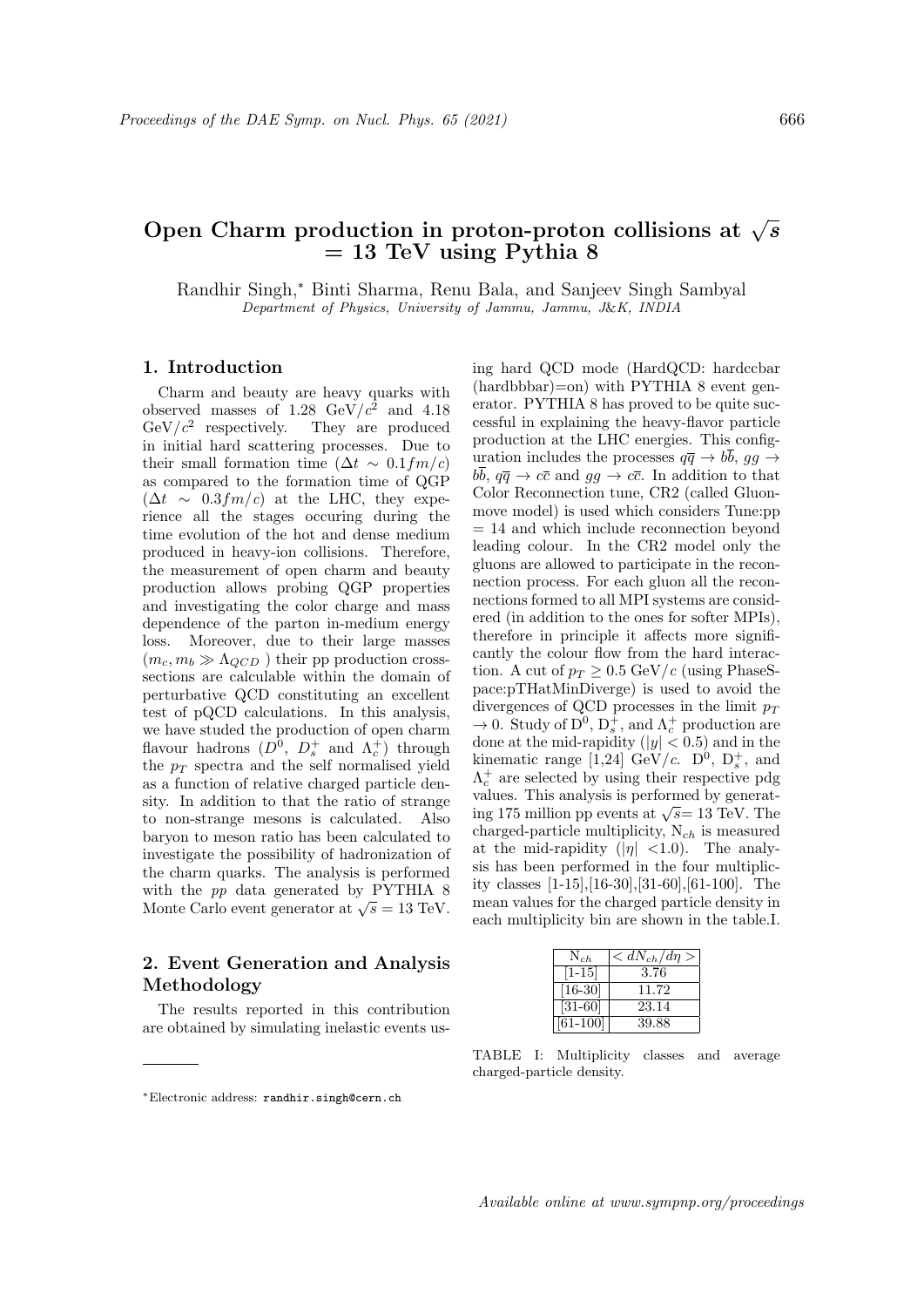# Open Charm production in proton-proton collisions at $\sqrt{s}$ = 13 TeV using Pythia 8

Randhir Singh,* Binti Sharma, Renu Bala, and Sanjeev Singh Sambyal

*Department of Physics, University of Jammu, Jammu, J&K, INDIA*

## 1. Introduction

Charm and beauty are heavy quarks with observed masses of 1.28 GeV/$c^2$ and 4.18 GeV/$c^2$ respectively. They are produced in initial hard scattering processes. Due to their small formation time ($\Delta t \sim 0.1 fm/c$) as compared to the formation time of QGP ($\Delta t \sim 0.3 fm/c$) at the LHC, they experience all the stages occuring during the time evolution of the hot and dense medium produced in heavy-ion collisions. Therefore, the measurement of open charm and beauty production allows probing QGP properties and investigating the color charge and mass dependence of the parton in-medium energy loss. Moreover, due to their large masses ($m_c, m_b \gg \Lambda_{QCD}$ ) their pp production crosssections are calculable within the domain of perturbative QCD constituting an excellent test of pQCD calculations. In this analysis, we have studed the production of open charm flavour hadrons ($D^0$, $D_s^+$ and $\Lambda_c^+$) through the $p_T$ spectra and the self normalised yield as a function of relative charged particle density. In addition to that the ratio of strange to non-strange mesons is calculated. Also baryon to meson ratio has been calculated to investigate the possibility of hadronization of the charm quarks. The analysis is performed with the *pp* data generated by PYTHIA 8 Monte Carlo event generator at $\sqrt{s}$ = 13 TeV.

## 2. Event Generation and Analysis Methodology

The results reported in this contribution are obtained by simulating inelastic events using hard QCD mode (HardQCD: hardccbar (hardbbbar)=on) with PYTHIA 8 event generator. PYTHIA 8 has proved to be quite successful in explaining the heavy-flavor particle production at the LHC energies. This configuration includes the processes $q\overline{q} \rightarrow b\overline{b}$, $gg \rightarrow b\overline{b}$, $q\overline{q} \rightarrow c\overline{c}$ and $gg \rightarrow c\overline{c}$. In addition to that Color Reconnection tune, CR2 (called Gluonmove model) is used which considers Tune:pp = 14 and which include reconnection beyond leading colour. In the CR2 model only the gluons are allowed to participate in the reconnection process. For each gluon all the reconnections formed to all MPI systems are considered (in addition to the ones for softer MPIs), therefore in principle it affects more significantly the colour flow from the hard interaction. A cut of $p_T \geq 0.5$ GeV/$c$ (using PhaseSpace:pTHatMinDiverge) is used to avoid the divergences of QCD processes in the limit $p_T \rightarrow 0$. Study of D$^0$, D$_s^+$, and $\Lambda_c^+$ production are done at the mid-rapidity ($|y| < 0.5$) and in the kinematic range [1,24] GeV/$c$. D$^0$, D$_s^+$, and $\Lambda_c^+$ are selected by using their respective pdg values. This analysis is performed by generating 175 million pp events at $\sqrt{s}$= 13 TeV. The charged-particle multiplicity, N$_{ch}$ is measured at the mid-rapidity ($|\eta|$ <1.0). The analysis has been performed in the four multiplicity classes [1-15],[16-30],[31-60],[61-100]. The mean values for the charged particle density in each multiplicity bin are shown in the table.I.

| N$_{ch}$ | $< dN_{ch}/d\eta >$ |
|---|---|
| [1-15] | 3.76 |
| [16-30] | 11.72 |
| [31-60] | 23.14 |
| [61-100] | 39.88 |

TABLE I: Multiplicity classes and average charged-particle density.

*Electronic address: randhir.singh@cern.ch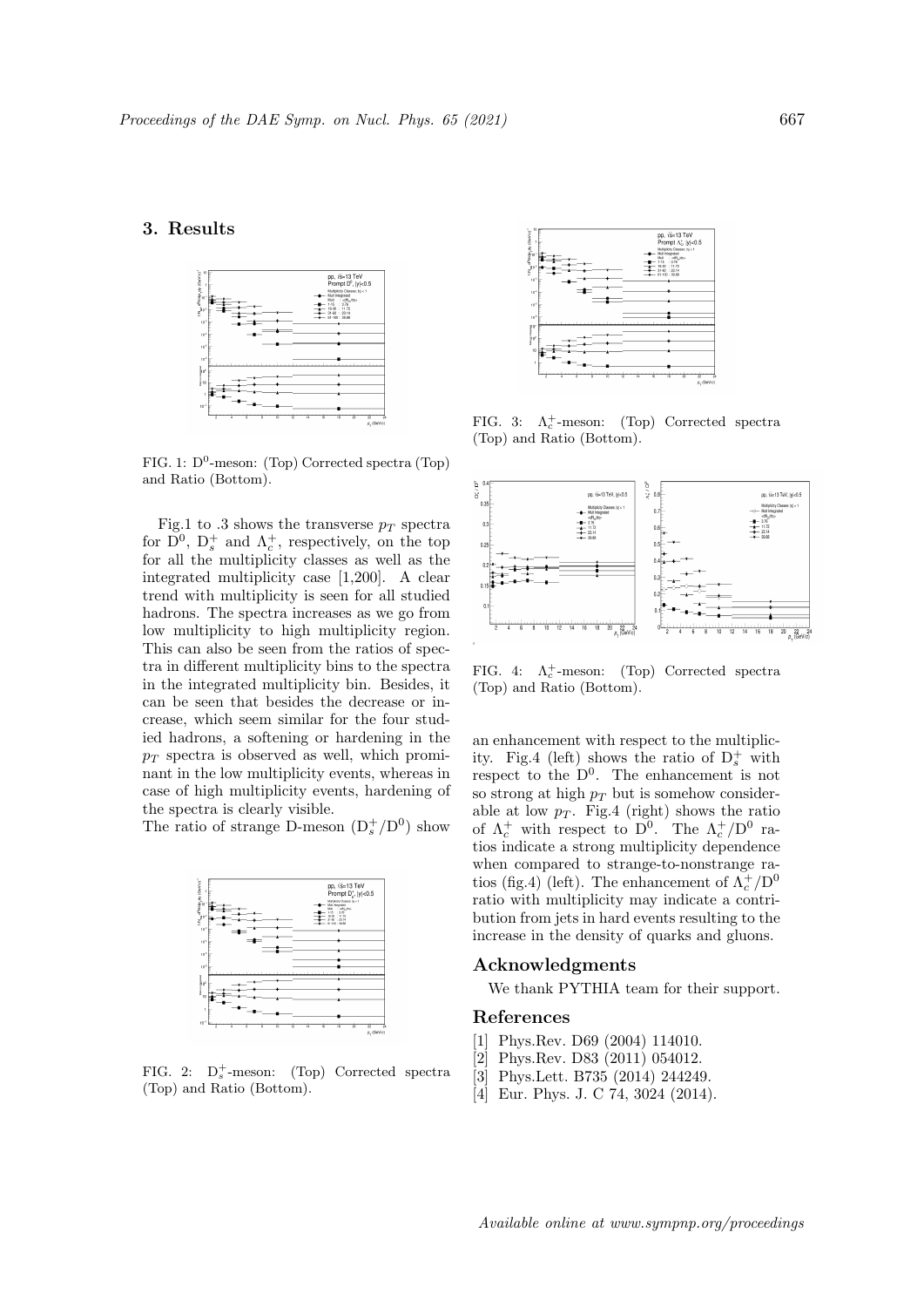## 3. Results

pp, √s=13 TeV
Prompt D⁰, |y|<0.5
Multiplicity Classes: |η| < 1
Mult Integrated
Mult <N_ch/dη>
1-15 3.76
16-30 11.72
31-60 22.14
61-100 39.66

FIG. 1: $D^0$-meson: (Top) Corrected spectra (Top) and Ratio (Bottom).

Fig.1 to .3 shows the transverse $p_T$ spectra for $D^0$, $D_s^+$ and $\Lambda_c^+$, respectively, on the top for all the multiplicity classes as well as the integrated multiplicity case [1,200]. A clear trend with multiplicity is seen for all studied hadrons. The spectra increases as we go from low multiplicity to high multiplicity region. This can also be seen from the ratios of spectra in different multiplicity bins to the spectra in the integrated multiplicity bin. Besides, it can be seen that besides the decrease or increase, which seem similar for the four studied hadrons, a softening or hardening in the $p_T$ spectra is observed as well, which prominant in the low multiplicity events, whereas in case of high multiplicity events, hardening of the spectra is clearly visible.
The ratio of strange D-meson ($D_s^+/D^0$) show

pp, √s=13 TeV
Prompt $D_s^+$, |y|<0.5

FIG. 2: $D_s^+$-meson: (Top) Corrected spectra (Top) and Ratio (Bottom).

pp, √s=13 TeV
Prompt $\Lambda_c^+$, |y|<0.5

FIG. 3: $\Lambda_c^+$-meson: (Top) Corrected spectra (Top) and Ratio (Bottom).

pp, √s=13 TeV, |y|<0.5
Multiplicity Classes: |η| < 1
Mult Integrated
<N_ch/dη>
3.76
11.72
22.14
39.66

FIG. 4: $\Lambda_c^+$-meson: (Top) Corrected spectra (Top) and Ratio (Bottom).

an enhancement with respect to the multiplicity. Fig.4 (left) shows the ratio of $D_s^+$ with respect to the $D^0$. The enhancement is not so strong at high $p_T$ but is somehow considerable at low $p_T$. Fig.4 (right) shows the ratio of $\Lambda_c^+$ with respect to $D^0$. The $\Lambda_c^+/D^0$ ratios indicate a strong multiplicity dependence when compared to strange-to-nonstrange ratios (fig.4) (left). The enhancement of $\Lambda_c^+/D^0$ ratio with multiplicity may indicate a contribution from jets in hard events resulting to the increase in the density of quarks and gluons.

## Acknowledgments

We thank PYTHIA team for their support.

## References

[1] Phys.Rev. D69 (2004) 114010.
[2] Phys.Rev. D83 (2011) 054012.
[3] Phys.Lett. B735 (2014) 244249.
[4] Eur. Phys. J. C 74, 3024 (2014).